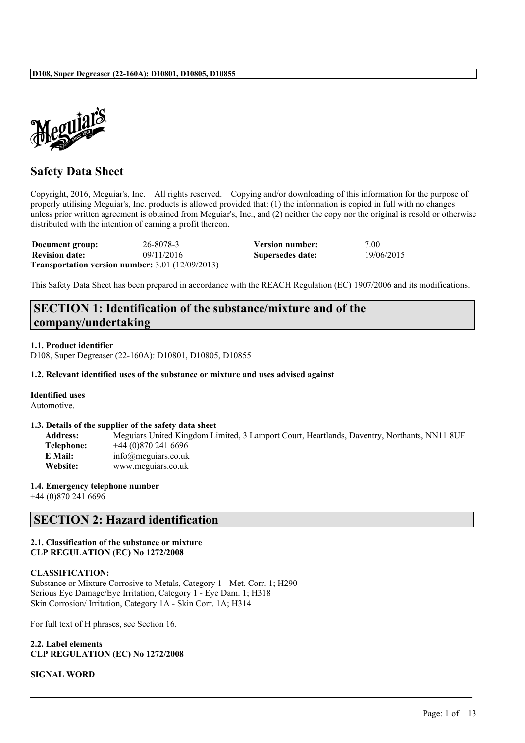# Safety Data Sheet

Copyright, 2016, Meguiar's, Inc. All rights reserved. Copying and/or downloading of this information for the purpose of properly utilising Meguiar's, Inc. products is allowed provided that: (1) the information is copied in full with no changes unless prior written agreement is obtained from Meguiar's, Inc., and (2) neither the copy nor the original is resold or otherwise distributed with the intention of earning a profit thereon.

| | | | |
|---|---|---|---|
| **Document group:** | 26-8078-3 | **Version number:** | 7.00 |
| **Revision date:** | 09/11/2016 | **Supersedes date:** | 19/06/2015 |

**Transportation version number:** 3.01 (12/09/2013)

This Safety Data Sheet has been prepared in accordance with the REACH Regulation (EC) 1907/2006 and its modifications.

## SECTION 1: Identification of the substance/mixture and of the company/undertaking

**1.1. Product identifier**

D108, Super Degreaser (22-160A): D10801, D10805, D10855

**1.2. Relevant identified uses of the substance or mixture and uses advised against**

**Identified uses**

Automotive.

**1.3. Details of the supplier of the safety data sheet**

| | |
|---|---|
| **Address:** | Meguiars United Kingdom Limited, 3 Lamport Court, Heartlands, Daventry, Northants, NN11 8UF |
| **Telephone:** | +44 (0)870 241 6696 |
| **E Mail:** | info@meguiars.co.uk |
| **Website:** | www.meguiars.co.uk |

**1.4. Emergency telephone number**

+44 (0)870 241 6696

## SECTION 2: Hazard identification

**2.1. Classification of the substance or mixture**
**CLP REGULATION (EC) No 1272/2008**

**CLASSIFICATION:**

Substance or Mixture Corrosive to Metals, Category 1 - Met. Corr. 1; H290
Serious Eye Damage/Eye Irritation, Category 1 - Eye Dam. 1; H318
Skin Corrosion/ Irritation, Category 1A - Skin Corr. 1A; H314

For full text of H phrases, see Section 16.

**2.2. Label elements**
**CLP REGULATION (EC) No 1272/2008**

**SIGNAL WORD**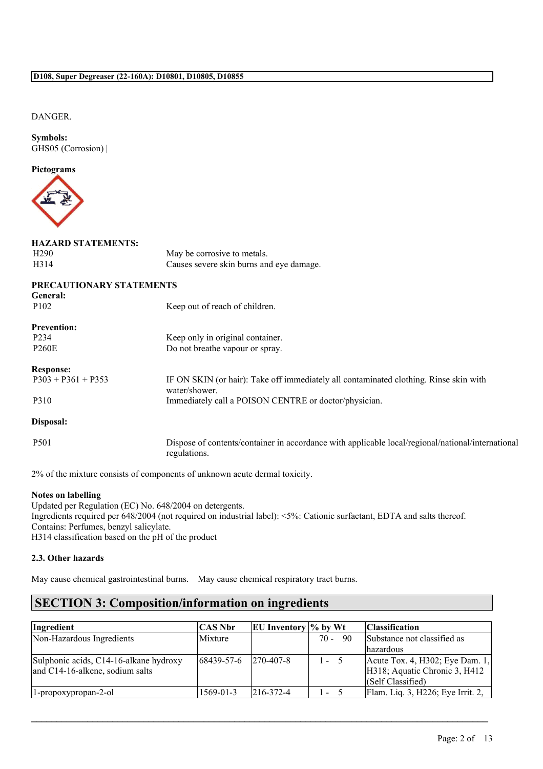DANGER.

**Symbols:**
GHS05 (Corrosion) |

**Pictograms**

**HAZARD STATEMENTS:**

| | |
|---|---|
| H290 | May be corrosive to metals. |
| H314 | Causes severe skin burns and eye damage. |

**PRECAUTIONARY STATEMENTS**

**General:**

| | |
|---|---|
| P102 | Keep out of reach of children. |

**Prevention:**

| | |
|---|---|
| P234 | Keep only in original container. |
| P260E | Do not breathe vapour or spray. |

**Response:**

| | |
|---|---|
| P303 + P361 + P353 | IF ON SKIN (or hair): Take off immediately all contaminated clothing. Rinse skin with water/shower. |
| P310 | Immediately call a POISON CENTRE or doctor/physician. |

**Disposal:**

| | |
|---|---|
| P501 | Dispose of contents/container in accordance with applicable local/regional/national/international regulations. |

2% of the mixture consists of components of unknown acute dermal toxicity.

**Notes on labelling**
Updated per Regulation (EC) No. 648/2004 on detergents.
Ingredients required per 648/2004 (not required on industrial label): <5%: Cationic surfactant, EDTA and salts thereof.
Contains: Perfumes, benzyl salicylate.
H314 classification based on the pH of the product

### 2.3. Other hazards

May cause chemical gastrointestinal burns. May cause chemical respiratory tract burns.

## SECTION 3: Composition/information on ingredients

| Ingredient | CAS Nbr | EU Inventory | % by Wt | Classification |
|---|---|---|---|---|
| Non-Hazardous Ingredients | Mixture | | 70 - 90 | Substance not classified as hazardous |
| Sulphonic acids, C14-16-alkane hydroxy and C14-16-alkene, sodium salts | 68439-57-6 | 270-407-8 | 1 - 5 | Acute Tox. 4, H302; Eye Dam. 1, H318; Aquatic Chronic 3, H412 (Self Classified) |
| 1-propoxypropan-2-ol | 1569-01-3 | 216-372-4 | 1 - 5 | Flam. Liq. 3, H226; Eye Irrit. 2, |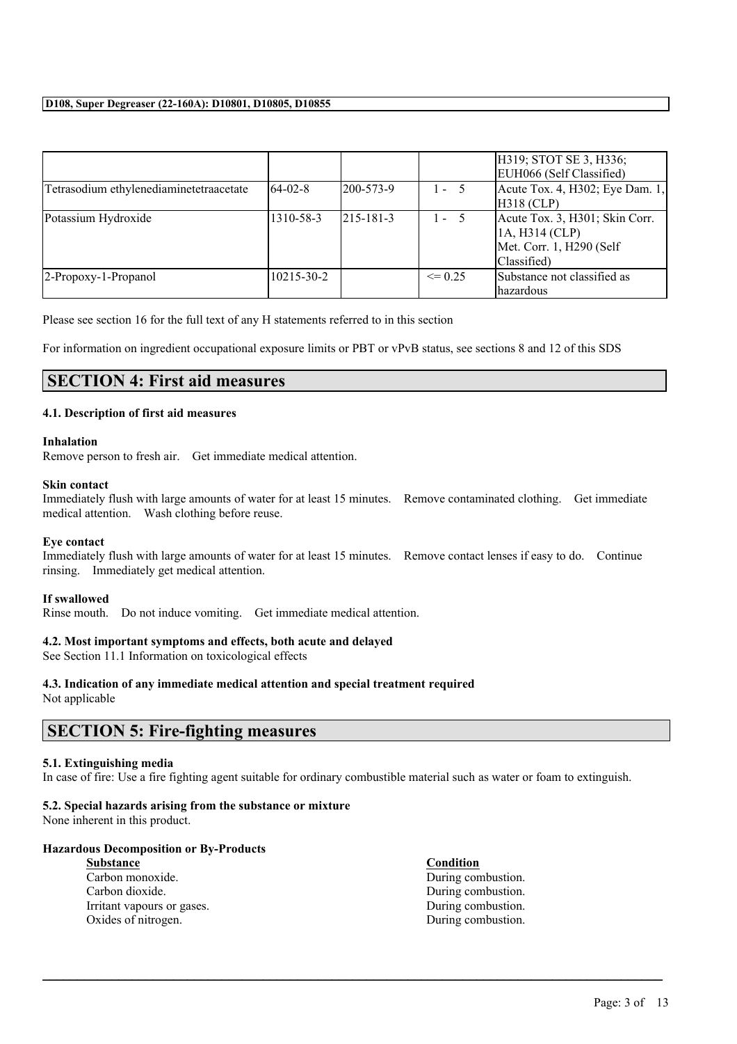| | | | | |
|---|---|---|---|---|
| | | | | H319; STOT SE 3, H336; EUH066 (Self Classified) |
| Tetrasodium ethylenediaminetetraacetate | 64-02-8 | 200-573-9 | 1 - 5 | Acute Tox. 4, H302; Eye Dam. 1, H318 (CLP) |
| Potassium Hydroxide | 1310-58-3 | 215-181-3 | 1 - 5 | Acute Tox. 3, H301; Skin Corr. 1A, H314 (CLP) Met. Corr. 1, H290 (Self Classified) |
| 2-Propoxy-1-Propanol | 10215-30-2 | | <= 0.25 | Substance not classified as hazardous |

Please see section 16 for the full text of any H statements referred to in this section

For information on ingredient occupational exposure limits or PBT or vPvB status, see sections 8 and 12 of this SDS

## SECTION 4: First aid measures

### 4.1. Description of first aid measures

**Inhalation**
Remove person to fresh air. Get immediate medical attention.

**Skin contact**
Immediately flush with large amounts of water for at least 15 minutes. Remove contaminated clothing. Get immediate medical attention. Wash clothing before reuse.

**Eye contact**
Immediately flush with large amounts of water for at least 15 minutes. Remove contact lenses if easy to do. Continue rinsing. Immediately get medical attention.

**If swallowed**
Rinse mouth. Do not induce vomiting. Get immediate medical attention.

### 4.2. Most important symptoms and effects, both acute and delayed
See Section 11.1 Information on toxicological effects

### 4.3. Indication of any immediate medical attention and special treatment required
Not applicable

## SECTION 5: Fire-fighting measures

### 5.1. Extinguishing media
In case of fire: Use a fire fighting agent suitable for ordinary combustible material such as water or foam to extinguish.

### 5.2. Special hazards arising from the substance or mixture
None inherent in this product.

**Hazardous Decomposition or By-Products**

| Substance | Condition |
|---|---|
| Carbon monoxide. | During combustion. |
| Carbon dioxide. | During combustion. |
| Irritant vapours or gases. | During combustion. |
| Oxides of nitrogen. | During combustion. |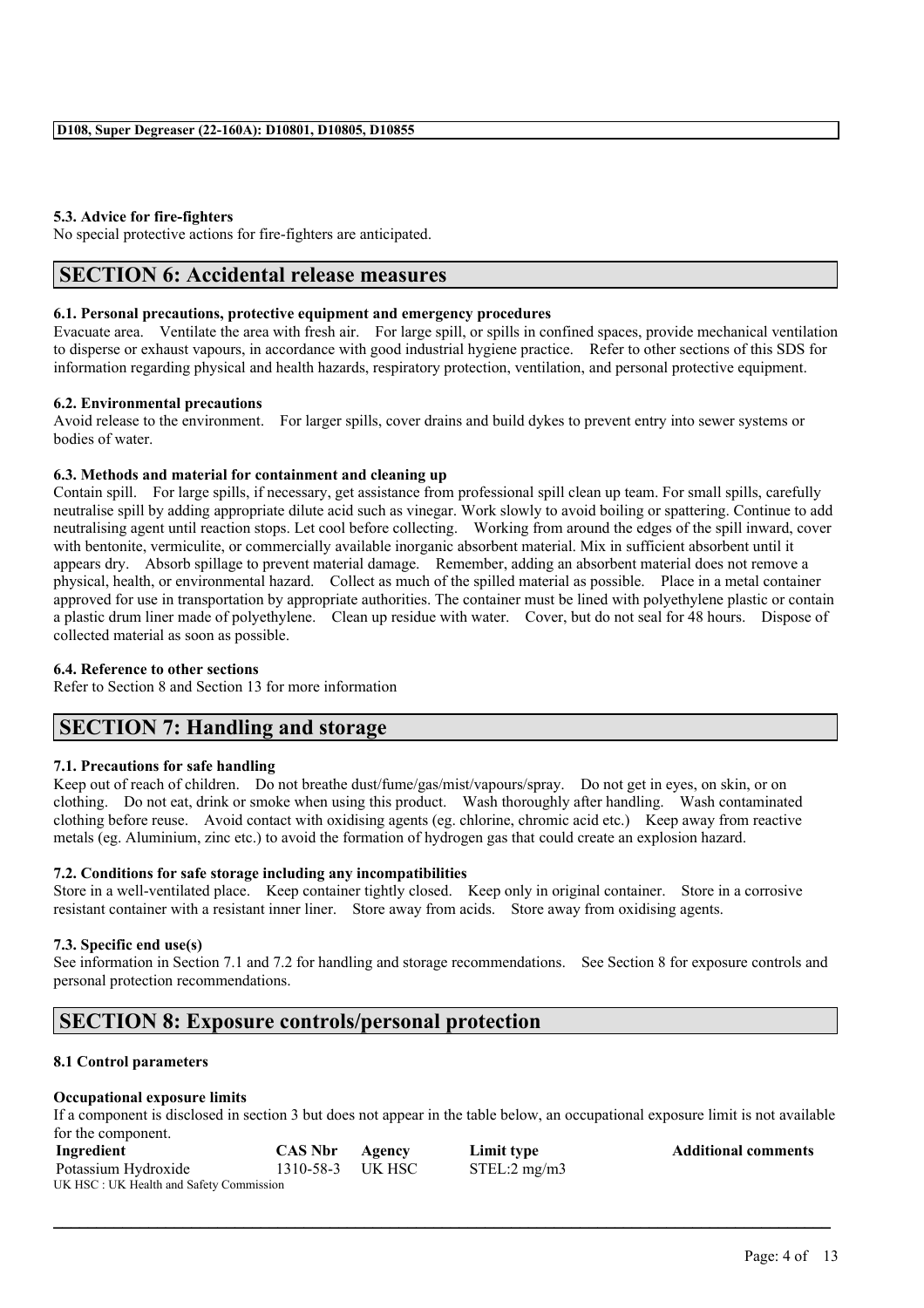### 5.3. Advice for fire-fighters

No special protective actions for fire-fighters are anticipated.

## SECTION 6: Accidental release measures

### 6.1. Personal precautions, protective equipment and emergency procedures

Evacuate area. Ventilate the area with fresh air. For large spill, or spills in confined spaces, provide mechanical ventilation to disperse or exhaust vapours, in accordance with good industrial hygiene practice. Refer to other sections of this SDS for information regarding physical and health hazards, respiratory protection, ventilation, and personal protective equipment.

### 6.2. Environmental precautions

Avoid release to the environment. For larger spills, cover drains and build dykes to prevent entry into sewer systems or bodies of water.

### 6.3. Methods and material for containment and cleaning up

Contain spill. For large spills, if necessary, get assistance from professional spill clean up team. For small spills, carefully neutralise spill by adding appropriate dilute acid such as vinegar. Work slowly to avoid boiling or spattering. Continue to add neutralising agent until reaction stops. Let cool before collecting. Working from around the edges of the spill inward, cover with bentonite, vermiculite, or commercially available inorganic absorbent material. Mix in sufficient absorbent until it appears dry. Absorb spillage to prevent material damage. Remember, adding an absorbent material does not remove a physical, health, or environmental hazard. Collect as much of the spilled material as possible. Place in a metal container approved for use in transportation by appropriate authorities. The container must be lined with polyethylene plastic or contain a plastic drum liner made of polyethylene. Clean up residue with water. Cover, but do not seal for 48 hours. Dispose of collected material as soon as possible.

### 6.4. Reference to other sections

Refer to Section 8 and Section 13 for more information

## SECTION 7: Handling and storage

### 7.1. Precautions for safe handling

Keep out of reach of children. Do not breathe dust/fume/gas/mist/vapours/spray. Do not get in eyes, on skin, or on clothing. Do not eat, drink or smoke when using this product. Wash thoroughly after handling. Wash contaminated clothing before reuse. Avoid contact with oxidising agents (eg. chlorine, chromic acid etc.) Keep away from reactive metals (eg. Aluminium, zinc etc.) to avoid the formation of hydrogen gas that could create an explosion hazard.

### 7.2. Conditions for safe storage including any incompatibilities

Store in a well-ventilated place. Keep container tightly closed. Keep only in original container. Store in a corrosive resistant container with a resistant inner liner. Store away from acids. Store away from oxidising agents.

### 7.3. Specific end use(s)

See information in Section 7.1 and 7.2 for handling and storage recommendations. See Section 8 for exposure controls and personal protection recommendations.

## SECTION 8: Exposure controls/personal protection

### 8.1 Control parameters

**Occupational exposure limits**

If a component is disclosed in section 3 but does not appear in the table below, an occupational exposure limit is not available for the component.

| Ingredient | CAS Nbr | Agency | Limit type | Additional comments |
|---|---|---|---|---|
| Potassium Hydroxide | 1310-58-3 | UK HSC | STEL:2 mg/m3 | |

UK HSC : UK Health and Safety Commission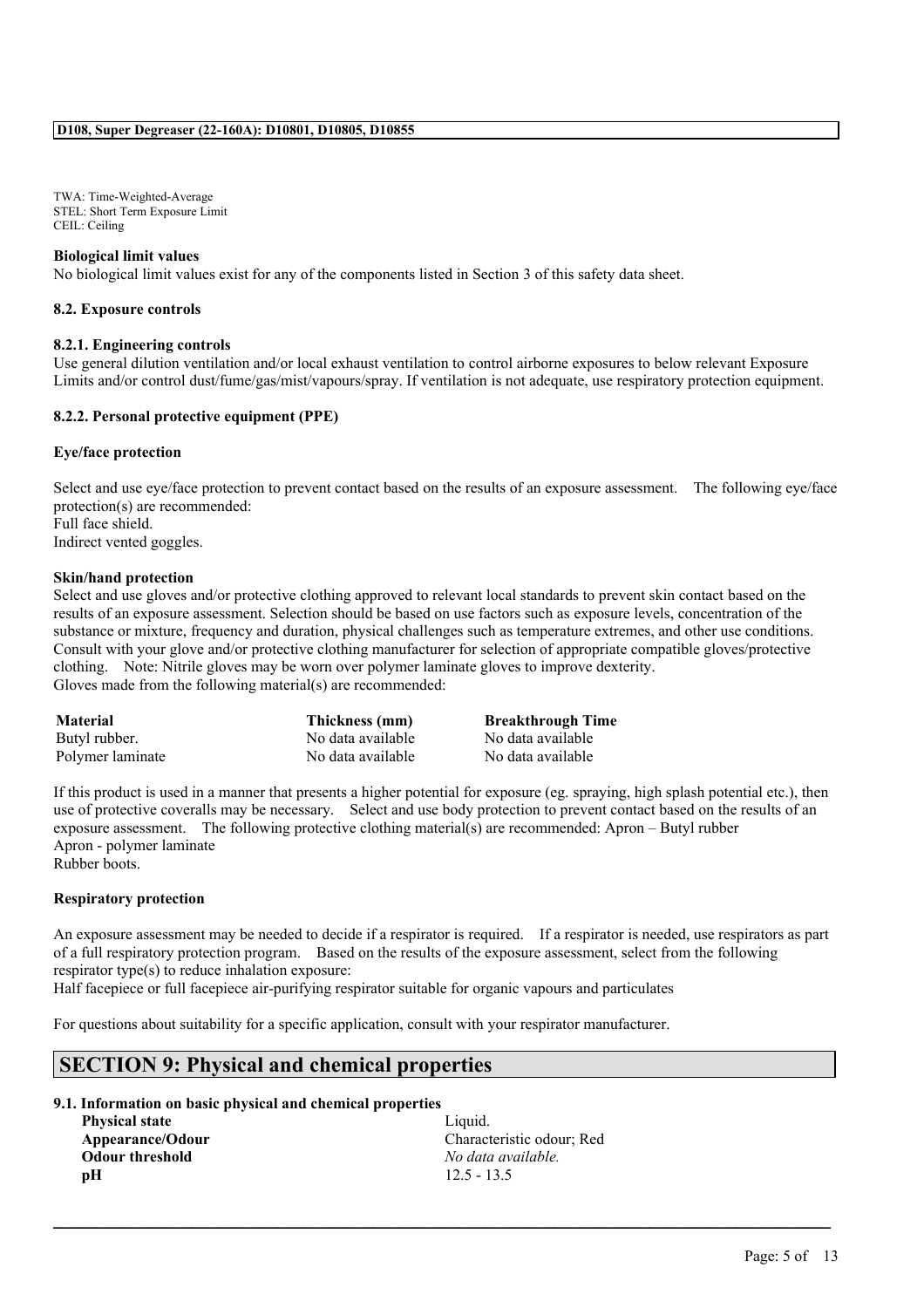TWA: Time-Weighted-Average
STEL: Short Term Exposure Limit
CEIL: Ceiling

**Biological limit values**

No biological limit values exist for any of the components listed in Section 3 of this safety data sheet.

**8.2. Exposure controls**

**8.2.1. Engineering controls**

Use general dilution ventilation and/or local exhaust ventilation to control airborne exposures to below relevant Exposure Limits and/or control dust/fume/gas/mist/vapours/spray. If ventilation is not adequate, use respiratory protection equipment.

**8.2.2. Personal protective equipment (PPE)**

**Eye/face protection**

Select and use eye/face protection to prevent contact based on the results of an exposure assessment. The following eye/face protection(s) are recommended:
Full face shield.
Indirect vented goggles.

**Skin/hand protection**

Select and use gloves and/or protective clothing approved to relevant local standards to prevent skin contact based on the results of an exposure assessment. Selection should be based on use factors such as exposure levels, concentration of the substance or mixture, frequency and duration, physical challenges such as temperature extremes, and other use conditions. Consult with your glove and/or protective clothing manufacturer for selection of appropriate compatible gloves/protective clothing. Note: Nitrile gloves may be worn over polymer laminate gloves to improve dexterity.
Gloves made from the following material(s) are recommended:

| Material | Thickness (mm) | Breakthrough Time |
|---|---|---|
| Butyl rubber. | No data available | No data available |
| Polymer laminate | No data available | No data available |

If this product is used in a manner that presents a higher potential for exposure (eg. spraying, high splash potential etc.), then use of protective coveralls may be necessary. Select and use body protection to prevent contact based on the results of an exposure assessment. The following protective clothing material(s) are recommended: Apron – Butyl rubber
Apron - polymer laminate
Rubber boots.

**Respiratory protection**

An exposure assessment may be needed to decide if a respirator is required. If a respirator is needed, use respirators as part of a full respiratory protection program. Based on the results of the exposure assessment, select from the following respirator type(s) to reduce inhalation exposure:
Half facepiece or full facepiece air-purifying respirator suitable for organic vapours and particulates

For questions about suitability for a specific application, consult with your respirator manufacturer.

## SECTION 9: Physical and chemical properties

**9.1. Information on basic physical and chemical properties**

| | |
|---|---|
| **Physical state** | Liquid. |
| **Appearance/Odour** | Characteristic odour; Red |
| **Odour threshold** | *No data available.* |
| **pH** | 12.5 - 13.5 |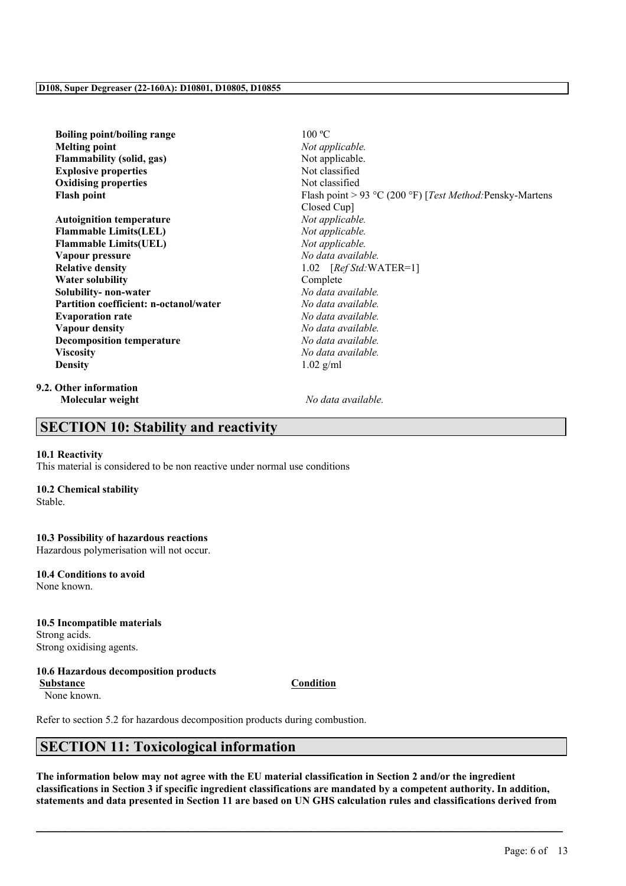| | |
|---|---|
| **Boiling point/boiling range** | 100 ºC |
| **Melting point** | *Not applicable.* |
| **Flammability (solid, gas)** | Not applicable. |
| **Explosive properties** | Not classified |
| **Oxidising properties** | Not classified |
| **Flash point** | Flash point > 93 °C (200 °F) [*Test Method:*Pensky-Martens Closed Cup] |
| **Autoignition temperature** | *Not applicable.* |
| **Flammable Limits(LEL)** | *Not applicable.* |
| **Flammable Limits(UEL)** | *Not applicable.* |
| **Vapour pressure** | *No data available.* |
| **Relative density** | 1.02 [*Ref Std:*WATER=1] |
| **Water solubility** | Complete |
| **Solubility- non-water** | *No data available.* |
| **Partition coefficient: n-octanol/water** | *No data available.* |
| **Evaporation rate** | *No data available.* |
| **Vapour density** | *No data available.* |
| **Decomposition temperature** | *No data available.* |
| **Viscosity** | *No data available.* |
| **Density** | 1.02 g/ml |

**9.2. Other information**

| | |
|---|---|
| **Molecular weight** | *No data available.* |

## SECTION 10: Stability and reactivity

**10.1 Reactivity**
This material is considered to be non reactive under normal use conditions

**10.2 Chemical stability**
Stable.

**10.3 Possibility of hazardous reactions**
Hazardous polymerisation will not occur.

**10.4 Conditions to avoid**
None known.

**10.5 Incompatible materials**
Strong acids.
Strong oxidising agents.

**10.6 Hazardous decomposition products**

| Substance | Condition |
|---|---|
| None known. | |

Refer to section 5.2 for hazardous decomposition products during combustion.

## SECTION 11: Toxicological information

**The information below may not agree with the EU material classification in Section 2 and/or the ingredient classifications in Section 3 if specific ingredient classifications are mandated by a competent authority. In addition, statements and data presented in Section 11 are based on UN GHS calculation rules and classifications derived from**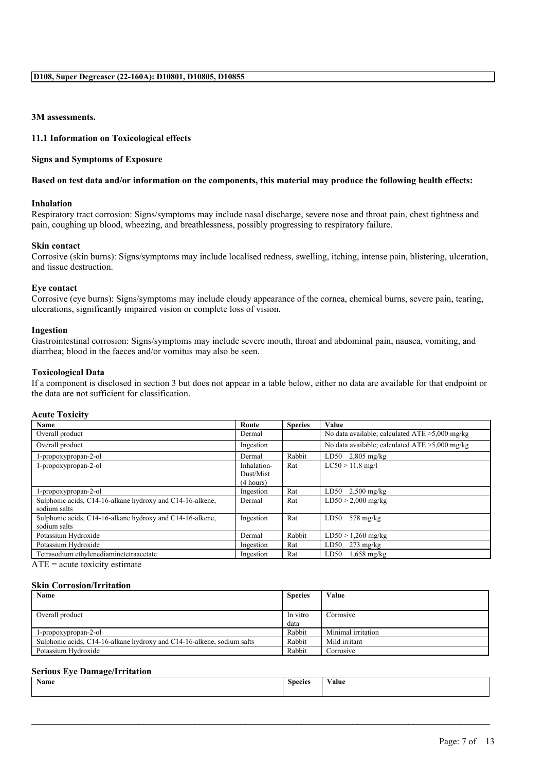**3M assessments.**

## 11.1 Information on Toxicological effects

**Signs and Symptoms of Exposure**

**Based on test data and/or information on the components, this material may produce the following health effects:**

**Inhalation**

Respiratory tract corrosion: Signs/symptoms may include nasal discharge, severe nose and throat pain, chest tightness and pain, coughing up blood, wheezing, and breathlessness, possibly progressing to respiratory failure.

**Skin contact**

Corrosive (skin burns): Signs/symptoms may include localised redness, swelling, itching, intense pain, blistering, ulceration, and tissue destruction.

**Eye contact**

Corrosive (eye burns): Signs/symptoms may include cloudy appearance of the cornea, chemical burns, severe pain, tearing, ulcerations, significantly impaired vision or complete loss of vision.

**Ingestion**

Gastrointestinal corrosion: Signs/symptoms may include severe mouth, throat and abdominal pain, nausea, vomiting, and diarrhea; blood in the faeces and/or vomitus may also be seen.

**Toxicological Data**

If a component is disclosed in section 3 but does not appear in a table below, either no data are available for that endpoint or the data are not sufficient for classification.

**Acute Toxicity**

| Name | Route | Species | Value |
|---|---|---|---|
| Overall product | Dermal | | No data available; calculated ATE >5,000 mg/kg |
| Overall product | Ingestion | | No data available; calculated ATE >5,000 mg/kg |
| 1-propoxypropan-2-ol | Dermal | Rabbit | LD50 2,805 mg/kg |
| 1-propoxypropan-2-ol | Inhalation-Dust/Mist (4 hours) | Rat | LC50 > 11.8 mg/l |
| 1-propoxypropan-2-ol | Ingestion | Rat | LD50 2,500 mg/kg |
| Sulphonic acids, C14-16-alkane hydroxy and C14-16-alkene, sodium salts | Dermal | Rat | LD50 > 2,000 mg/kg |
| Sulphonic acids, C14-16-alkane hydroxy and C14-16-alkene, sodium salts | Ingestion | Rat | LD50 578 mg/kg |
| Potassium Hydroxide | Dermal | Rabbit | LD50 > 1,260 mg/kg |
| Potassium Hydroxide | Ingestion | Rat | LD50 273 mg/kg |
| Tetrasodium ethylenediaminetetraacetate | Ingestion | Rat | LD50 1,658 mg/kg |

ATE = acute toxicity estimate

**Skin Corrosion/Irritation**

| Name | Species | Value |
|---|---|---|
| Overall product | In vitro data | Corrosive |
| 1-propoxypropan-2-ol | Rabbit | Minimal irritation |
| Sulphonic acids, C14-16-alkane hydroxy and C14-16-alkene, sodium salts | Rabbit | Mild irritant |
| Potassium Hydroxide | Rabbit | Corrosive |

**Serious Eye Damage/Irritation**

| Name | Species | Value |
|---|---|---|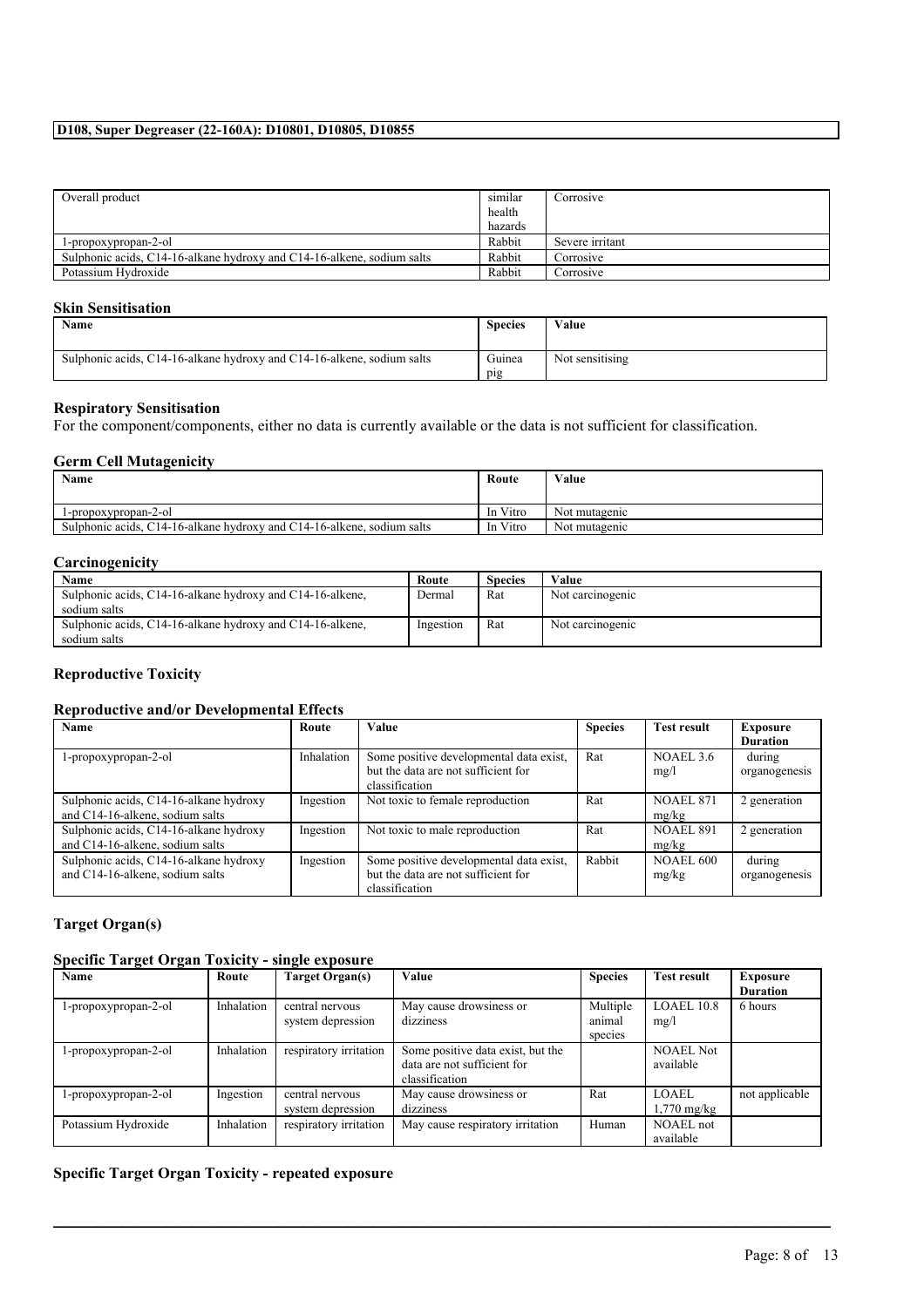| Overall product | similar health hazards | Corrosive |
| --- | --- | --- |
| 1-propoxypropan-2-ol | Rabbit | Severe irritant |
| Sulphonic acids, C14-16-alkane hydroxy and C14-16-alkene, sodium salts | Rabbit | Corrosive |
| Potassium Hydroxide | Rabbit | Corrosive |

### Skin Sensitisation

| Name | Species | Value |
| --- | --- | --- |
| Sulphonic acids, C14-16-alkane hydroxy and C14-16-alkene, sodium salts | Guinea pig | Not sensitising |

### Respiratory Sensitisation

For the component/components, either no data is currently available or the data is not sufficient for classification.

### Germ Cell Mutagenicity

| Name | Route | Value |
| --- | --- | --- |
| 1-propoxypropan-2-ol | In Vitro | Not mutagenic |
| Sulphonic acids, C14-16-alkane hydroxy and C14-16-alkene, sodium salts | In Vitro | Not mutagenic |

### Carcinogenicity

| Name | Route | Species | Value |
| --- | --- | --- | --- |
| Sulphonic acids, C14-16-alkane hydroxy and C14-16-alkene, sodium salts | Dermal | Rat | Not carcinogenic |
| Sulphonic acids, C14-16-alkane hydroxy and C14-16-alkene, sodium salts | Ingestion | Rat | Not carcinogenic |

### Reproductive Toxicity

### Reproductive and/or Developmental Effects

| Name | Route | Value | Species | Test result | Exposure Duration |
| --- | --- | --- | --- | --- | --- |
| 1-propoxypropan-2-ol | Inhalation | Some positive developmental data exist, but the data are not sufficient for classification | Rat | NOAEL 3.6 mg/l | during organogenesis |
| Sulphonic acids, C14-16-alkane hydroxy and C14-16-alkene, sodium salts | Ingestion | Not toxic to female reproduction | Rat | NOAEL 871 mg/kg | 2 generation |
| Sulphonic acids, C14-16-alkane hydroxy and C14-16-alkene, sodium salts | Ingestion | Not toxic to male reproduction | Rat | NOAEL 891 mg/kg | 2 generation |
| Sulphonic acids, C14-16-alkane hydroxy and C14-16-alkene, sodium salts | Ingestion | Some positive developmental data exist, but the data are not sufficient for classification | Rabbit | NOAEL 600 mg/kg | during organogenesis |

### Target Organ(s)

### Specific Target Organ Toxicity - single exposure

| Name | Route | Target Organ(s) | Value | Species | Test result | Exposure Duration |
| --- | --- | --- | --- | --- | --- | --- |
| 1-propoxypropan-2-ol | Inhalation | central nervous system depression | May cause drowsiness or dizziness | Multiple animal species | LOAEL 10.8 mg/l | 6 hours |
| 1-propoxypropan-2-ol | Inhalation | respiratory irritation | Some positive data exist, but the data are not sufficient for classification | | NOAEL Not available | |
| 1-propoxypropan-2-ol | Ingestion | central nervous system depression | May cause drowsiness or dizziness | Rat | LOAEL 1,770 mg/kg | not applicable |
| Potassium Hydroxide | Inhalation | respiratory irritation | May cause respiratory irritation | Human | NOAEL not available | |

### Specific Target Organ Toxicity - repeated exposure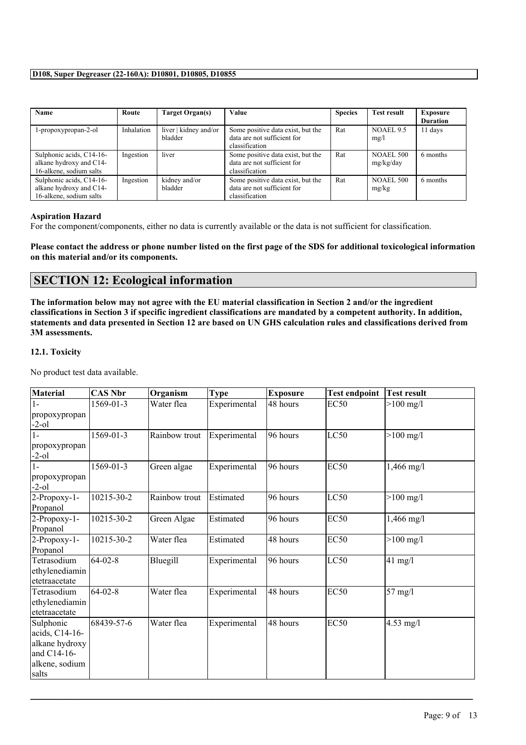| Name | Route | Target Organ(s) | Value | Species | Test result | Exposure Duration |
| --- | --- | --- | --- | --- | --- | --- |
| 1-propoxypropan-2-ol | Inhalation | liver \| kidney and/or bladder | Some positive data exist, but the data are not sufficient for classification | Rat | NOAEL 9.5 mg/l | 11 days |
| Sulphonic acids, C14-16-alkane hydroxy and C14-16-alkene, sodium salts | Ingestion | liver | Some positive data exist, but the data are not sufficient for classification | Rat | NOAEL 500 mg/kg/day | 6 months |
| Sulphonic acids, C14-16-alkane hydroxy and C14-16-alkene, sodium salts | Ingestion | kidney and/or bladder | Some positive data exist, but the data are not sufficient for classification | Rat | NOAEL 500 mg/kg | 6 months |

**Aspiration Hazard**

For the component/components, either no data is currently available or the data is not sufficient for classification.

**Please contact the address or phone number listed on the first page of the SDS for additional toxicological information on this material and/or its components.**

## SECTION 12: Ecological information

**The information below may not agree with the EU material classification in Section 2 and/or the ingredient classifications in Section 3 if specific ingredient classifications are mandated by a competent authority. In addition, statements and data presented in Section 12 are based on UN GHS calculation rules and classifications derived from 3M assessments.**

### 12.1. Toxicity

No product test data available.

| Material | CAS Nbr | Organism | Type | Exposure | Test endpoint | Test result |
| --- | --- | --- | --- | --- | --- | --- |
| 1-propoxypropan-2-ol | 1569-01-3 | Water flea | Experimental | 48 hours | EC50 | >100 mg/l |
| 1-propoxypropan-2-ol | 1569-01-3 | Rainbow trout | Experimental | 96 hours | LC50 | >100 mg/l |
| 1-propoxypropan-2-ol | 1569-01-3 | Green algae | Experimental | 96 hours | EC50 | 1,466 mg/l |
| 2-Propoxy-1-Propanol | 10215-30-2 | Rainbow trout | Estimated | 96 hours | LC50 | >100 mg/l |
| 2-Propoxy-1-Propanol | 10215-30-2 | Green Algae | Estimated | 96 hours | EC50 | 1,466 mg/l |
| 2-Propoxy-1-Propanol | 10215-30-2 | Water flea | Estimated | 48 hours | EC50 | >100 mg/l |
| Tetrasodium ethylenediaminetetraacetate | 64-02-8 | Bluegill | Experimental | 96 hours | LC50 | 41 mg/l |
| Tetrasodium ethylenediaminetetraacetate | 64-02-8 | Water flea | Experimental | 48 hours | EC50 | 57 mg/l |
| Sulphonic acids, C14-16-alkane hydroxy and C14-16-alkene, sodium salts | 68439-57-6 | Water flea | Experimental | 48 hours | EC50 | 4.53 mg/l |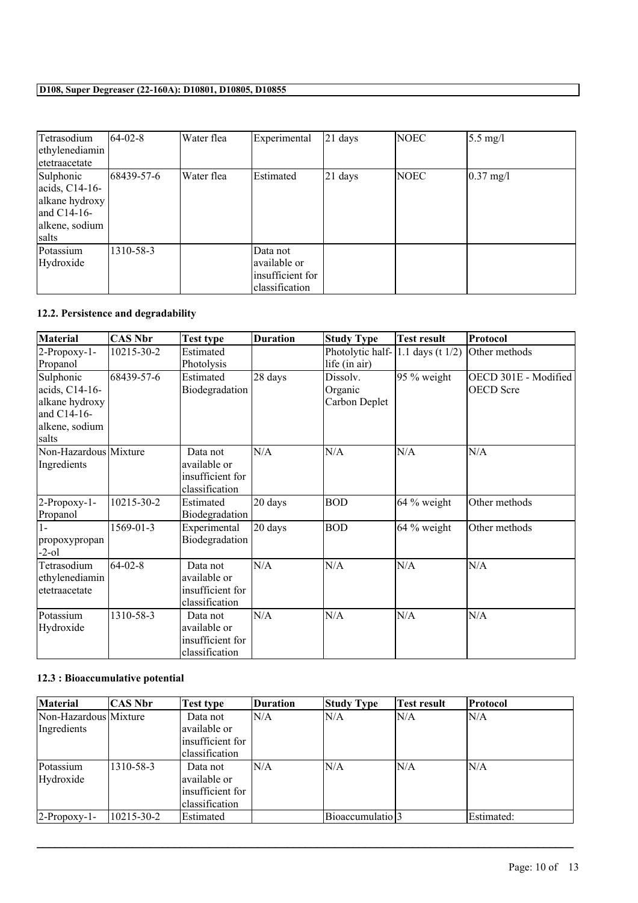| Tetrasodium ethylenediamin etetraacetate | 64-02-8 | Water flea | Experimental | 21 days | NOEC | 5.5 mg/l |
|---|---|---|---|---|---|---|
| Sulphonic acids, C14-16-alkane hydroxy and C14-16-alkene, sodium salts | 68439-57-6 | Water flea | Estimated | 21 days | NOEC | 0.37 mg/l |
| Potassium Hydroxide | 1310-58-3 | | Data not available or insufficient for classification | | | |

### 12.2. Persistence and degradability

| Material | CAS Nbr | Test type | Duration | Study Type | Test result | Protocol |
|---|---|---|---|---|---|---|
| 2-Propoxy-1-Propanol | 10215-30-2 | Estimated Photolysis | | Photolytic half-life (in air) | 1.1 days (t 1/2) | Other methods |
| Sulphonic acids, C14-16-alkane hydroxy and C14-16-alkene, sodium salts | 68439-57-6 | Estimated Biodegradation | 28 days | Dissolv. Organic Carbon Deplet | 95 % weight | OECD 301E - Modified OECD Scre |
| Non-Hazardous Mixture Ingredients | | Data not available or insufficient for classification | N/A | N/A | N/A | N/A |
| 2-Propoxy-1-Propanol | 10215-30-2 | Estimated Biodegradation | 20 days | BOD | 64 % weight | Other methods |
| 1-propoxypropan-2-ol | 1569-01-3 | Experimental Biodegradation | 20 days | BOD | 64 % weight | Other methods |
| Tetrasodium ethylenediamin etetraacetate | 64-02-8 | Data not available or insufficient for classification | N/A | N/A | N/A | N/A |
| Potassium Hydroxide | 1310-58-3 | Data not available or insufficient for classification | N/A | N/A | N/A | N/A |

### 12.3 : Bioaccumulative potential

| Material | CAS Nbr | Test type | Duration | Study Type | Test result | Protocol |
|---|---|---|---|---|---|---|
| Non-Hazardous Mixture Ingredients | | Data not available or insufficient for classification | N/A | N/A | N/A | N/A |
| Potassium Hydroxide | 1310-58-3 | Data not available or insufficient for classification | N/A | N/A | N/A | N/A |
| 2-Propoxy-1- | 10215-30-2 | Estimated | | Bioaccumulatio | 3 | Estimated: |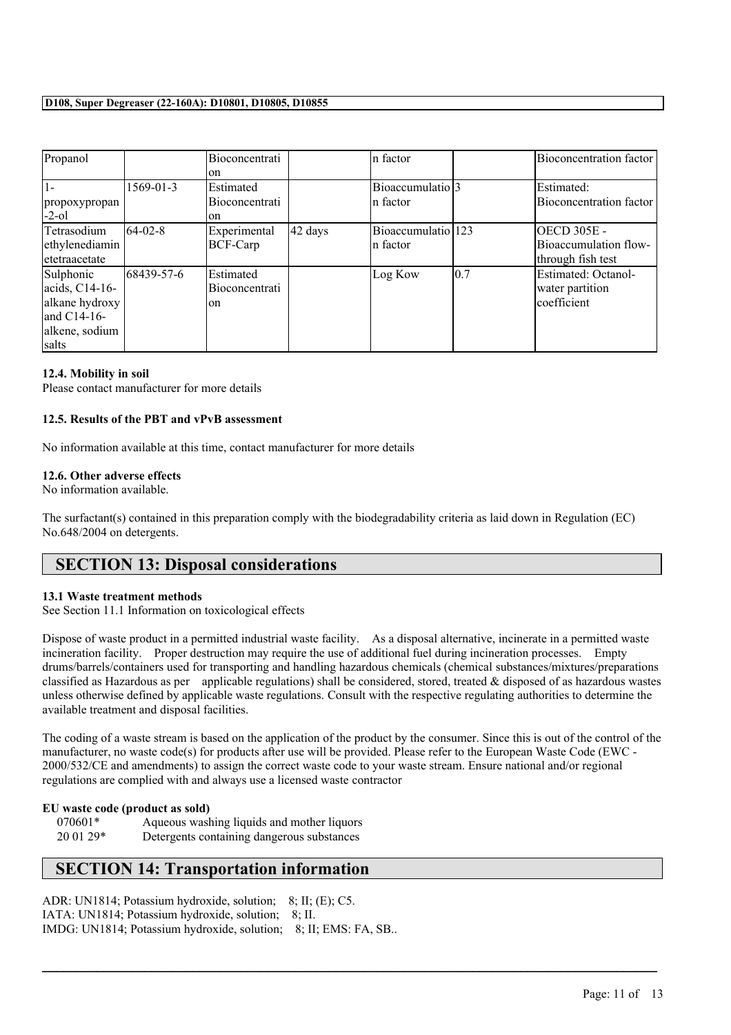| Propanol | | Bioconcentration | | n factor | | Bioconcentration factor |
|---|---|---|---|---|---|---|
| 1-propoxypropan-2-ol | 1569-01-3 | Estimated Bioconcentration | | Bioaccumulation factor | 3 | Estimated: Bioconcentration factor |
| Tetrasodium ethylenediaminetetraacetate | 64-02-8 | Experimental BCF-Carp | 42 days | Bioaccumulation factor | 123 | OECD 305E - Bioaccumulation flow-through fish test |
| Sulphonic acids, C14-16-alkane hydroxy and C14-16-alkene, sodium salts | 68439-57-6 | Estimated Bioconcentration | | Log Kow | 0.7 | Estimated: Octanol-water partition coefficient |

**12.4. Mobility in soil**

Please contact manufacturer for more details

**12.5. Results of the PBT and vPvB assessment**

No information available at this time, contact manufacturer for more details

**12.6. Other adverse effects**

No information available.

The surfactant(s) contained in this preparation comply with the biodegradability criteria as laid down in Regulation (EC) No.648/2004 on detergents.

## SECTION 13: Disposal considerations

**13.1 Waste treatment methods**

See Section 11.1 Information on toxicological effects

Dispose of waste product in a permitted industrial waste facility. As a disposal alternative, incinerate in a permitted waste incineration facility. Proper destruction may require the use of additional fuel during incineration processes. Empty drums/barrels/containers used for transporting and handling hazardous chemicals (chemical substances/mixtures/preparations classified as Hazardous as per applicable regulations) shall be considered, stored, treated & disposed of as hazardous wastes unless otherwise defined by applicable waste regulations. Consult with the respective regulating authorities to determine the available treatment and disposal facilities.

The coding of a waste stream is based on the application of the product by the consumer. Since this is out of the control of the manufacturer, no waste code(s) for products after use will be provided. Please refer to the European Waste Code (EWC - 2000/532/CE and amendments) to assign the correct waste code to your waste stream. Ensure national and/or regional regulations are complied with and always use a licensed waste contractor

**EU waste code (product as sold)**

070601* Aqueous washing liquids and mother liquors
20 01 29* Detergents containing dangerous substances

## SECTION 14: Transportation information

ADR: UN1814; Potassium hydroxide, solution; 8; II; (E); C5.
IATA: UN1814; Potassium hydroxide, solution; 8; II.
IMDG: UN1814; Potassium hydroxide, solution; 8; II; EMS: FA, SB..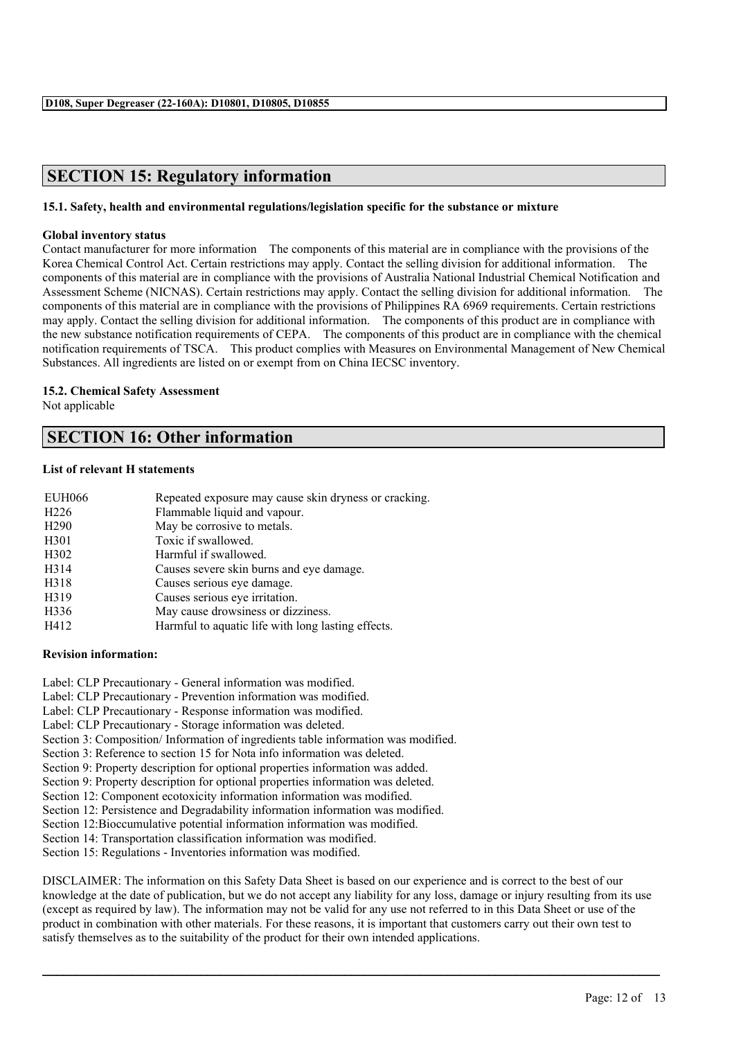## SECTION 15: Regulatory information

**15.1. Safety, health and environmental regulations/legislation specific for the substance or mixture**

**Global inventory status**

Contact manufacturer for more information The components of this material are in compliance with the provisions of the Korea Chemical Control Act. Certain restrictions may apply. Contact the selling division for additional information. The components of this material are in compliance with the provisions of Australia National Industrial Chemical Notification and Assessment Scheme (NICNAS). Certain restrictions may apply. Contact the selling division for additional information. The components of this material are in compliance with the provisions of Philippines RA 6969 requirements. Certain restrictions may apply. Contact the selling division for additional information. The components of this product are in compliance with the new substance notification requirements of CEPA. The components of this product are in compliance with the chemical notification requirements of TSCA. This product complies with Measures on Environmental Management of New Chemical Substances. All ingredients are listed on or exempt from on China IECSC inventory.

**15.2. Chemical Safety Assessment**

Not applicable

## SECTION 16: Other information

**List of relevant H statements**

| | |
|---|---|
| EUH066 | Repeated exposure may cause skin dryness or cracking. |
| H226 | Flammable liquid and vapour. |
| H290 | May be corrosive to metals. |
| H301 | Toxic if swallowed. |
| H302 | Harmful if swallowed. |
| H314 | Causes severe skin burns and eye damage. |
| H318 | Causes serious eye damage. |
| H319 | Causes serious eye irritation. |
| H336 | May cause drowsiness or dizziness. |
| H412 | Harmful to aquatic life with long lasting effects. |

**Revision information:**

Label: CLP Precautionary - General information was modified.
Label: CLP Precautionary - Prevention information was modified.
Label: CLP Precautionary - Response information was modified.
Label: CLP Precautionary - Storage information was deleted.
Section 3: Composition/ Information of ingredients table information was modified.
Section 3: Reference to section 15 for Nota info information was deleted.
Section 9: Property description for optional properties information was added.
Section 9: Property description for optional properties information was deleted.
Section 12: Component ecotoxicity information information was modified.
Section 12: Persistence and Degradability information information was modified.
Section 12:Bioccumulative potential information information was modified.
Section 14: Transportation classification information was modified.
Section 15: Regulations - Inventories information was modified.

DISCLAIMER: The information on this Safety Data Sheet is based on our experience and is correct to the best of our knowledge at the date of publication, but we do not accept any liability for any loss, damage or injury resulting from its use (except as required by law). The information may not be valid for any use not referred to in this Data Sheet or use of the product in combination with other materials. For these reasons, it is important that customers carry out their own test to satisfy themselves as to the suitability of the product for their own intended applications.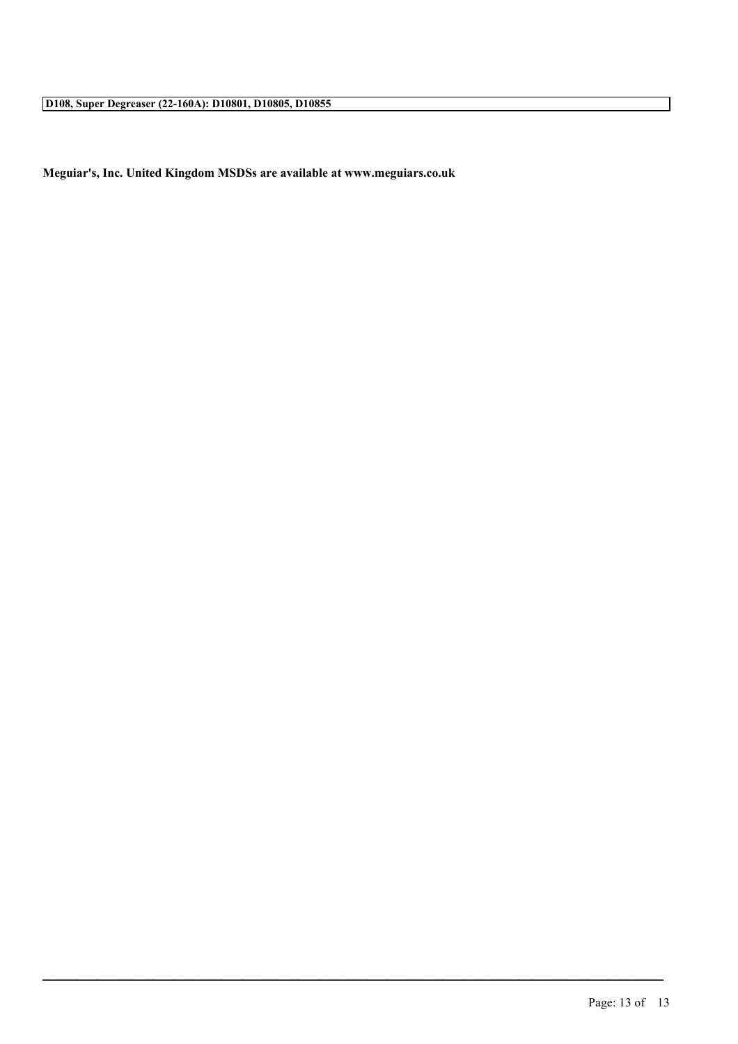**Meguiar's, Inc. United Kingdom MSDSs are available at www.meguiars.co.uk**